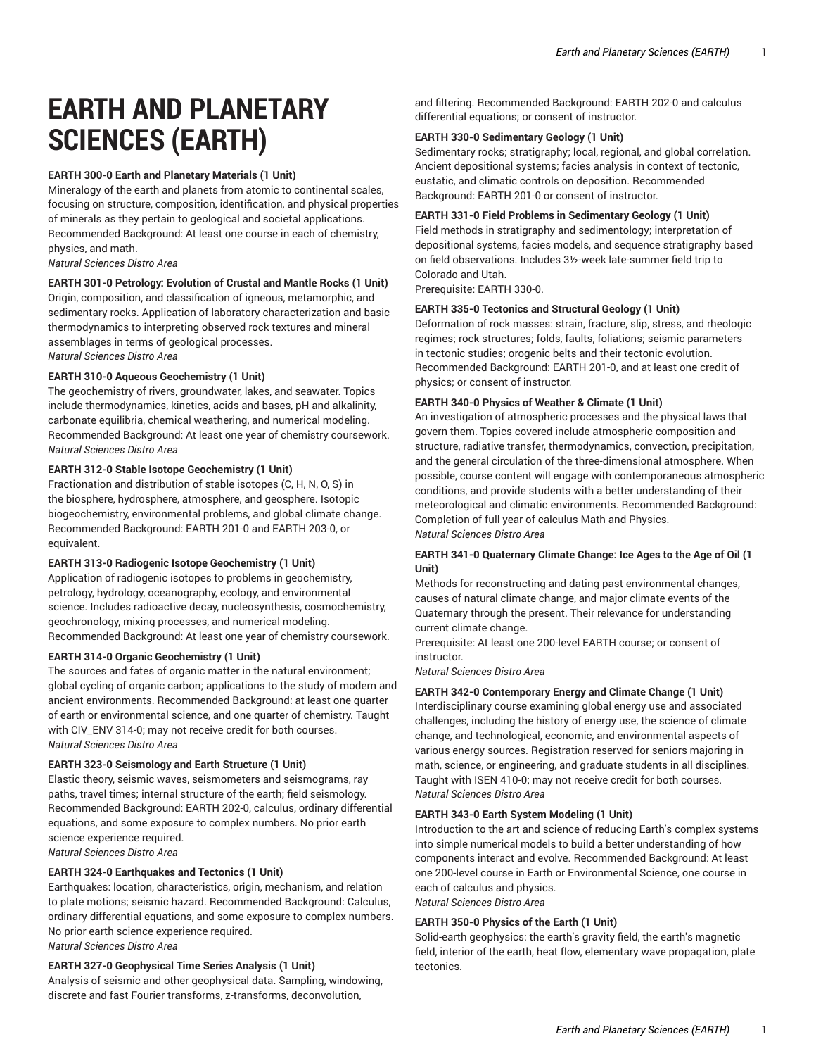# EARTH AND PLANETARY SCIENCES (EARTH)

**EARTH 300-0 Earth and Planetary Materials (1 Unit)**
Mineralogy of the earth and planets from atomic to continental scales, focusing on structure, composition, identification, and physical properties of minerals as they pertain to geological and societal applications. Recommended Background: At least one course in each of chemistry, physics, and math.
*Natural Sciences Distro Area*

**EARTH 301-0 Petrology: Evolution of Crustal and Mantle Rocks (1 Unit)**
Origin, composition, and classification of igneous, metamorphic, and sedimentary rocks. Application of laboratory characterization and basic thermodynamics to interpreting observed rock textures and mineral assemblages in terms of geological processes.
*Natural Sciences Distro Area*

**EARTH 310-0 Aqueous Geochemistry (1 Unit)**
The geochemistry of rivers, groundwater, lakes, and seawater. Topics include thermodynamics, kinetics, acids and bases, pH and alkalinity, carbonate equilibria, chemical weathering, and numerical modeling. Recommended Background: At least one year of chemistry coursework.
*Natural Sciences Distro Area*

**EARTH 312-0 Stable Isotope Geochemistry (1 Unit)**
Fractionation and distribution of stable isotopes (C, H, N, O, S) in the biosphere, hydrosphere, atmosphere, and geosphere. Isotopic biogeochemistry, environmental problems, and global climate change. Recommended Background: EARTH 201-0 and EARTH 203-0, or equivalent.

**EARTH 313-0 Radiogenic Isotope Geochemistry (1 Unit)**
Application of radiogenic isotopes to problems in geochemistry, petrology, hydrology, oceanography, ecology, and environmental science. Includes radioactive decay, nucleosynthesis, cosmochemistry, geochronology, mixing processes, and numerical modeling. Recommended Background: At least one year of chemistry coursework.

**EARTH 314-0 Organic Geochemistry (1 Unit)**
The sources and fates of organic matter in the natural environment; global cycling of organic carbon; applications to the study of modern and ancient environments. Recommended Background: at least one quarter of earth or environmental science, and one quarter of chemistry. Taught with CIV_ENV 314-0; may not receive credit for both courses.
*Natural Sciences Distro Area*

**EARTH 323-0 Seismology and Earth Structure (1 Unit)**
Elastic theory, seismic waves, seismometers and seismograms, ray paths, travel times; internal structure of the earth; field seismology. Recommended Background: EARTH 202-0, calculus, ordinary differential equations, and some exposure to complex numbers. No prior earth science experience required.
*Natural Sciences Distro Area*

**EARTH 324-0 Earthquakes and Tectonics (1 Unit)**
Earthquakes: location, characteristics, origin, mechanism, and relation to plate motions; seismic hazard. Recommended Background: Calculus, ordinary differential equations, and some exposure to complex numbers. No prior earth science experience required.
*Natural Sciences Distro Area*

**EARTH 327-0 Geophysical Time Series Analysis (1 Unit)**
Analysis of seismic and other geophysical data. Sampling, windowing, discrete and fast Fourier transforms, z-transforms, deconvolution, and filtering. Recommended Background: EARTH 202-0 and calculus differential equations; or consent of instructor.

**EARTH 330-0 Sedimentary Geology (1 Unit)**
Sedimentary rocks; stratigraphy; local, regional, and global correlation. Ancient depositional systems; facies analysis in context of tectonic, eustatic, and climatic controls on deposition. Recommended Background: EARTH 201-0 or consent of instructor.

**EARTH 331-0 Field Problems in Sedimentary Geology (1 Unit)**
Field methods in stratigraphy and sedimentology; interpretation of depositional systems, facies models, and sequence stratigraphy based on field observations. Includes 3½-week late-summer field trip to Colorado and Utah.
Prerequisite: EARTH 330-0.

**EARTH 335-0 Tectonics and Structural Geology (1 Unit)**
Deformation of rock masses: strain, fracture, slip, stress, and rheologic regimes; rock structures; folds, faults, foliations; seismic parameters in tectonic studies; orogenic belts and their tectonic evolution. Recommended Background: EARTH 201-0, and at least one credit of physics; or consent of instructor.

**EARTH 340-0 Physics of Weather & Climate (1 Unit)**
An investigation of atmospheric processes and the physical laws that govern them. Topics covered include atmospheric composition and structure, radiative transfer, thermodynamics, convection, precipitation, and the general circulation of the three-dimensional atmosphere. When possible, course content will engage with contemporaneous atmospheric conditions, and provide students with a better understanding of their meteorological and climatic environments. Recommended Background: Completion of full year of calculus Math and Physics.
*Natural Sciences Distro Area*

**EARTH 341-0 Quaternary Climate Change: Ice Ages to the Age of Oil (1 Unit)**
Methods for reconstructing and dating past environmental changes, causes of natural climate change, and major climate events of the Quaternary through the present. Their relevance for understanding current climate change.
Prerequisite: At least one 200-level EARTH course; or consent of instructor.
*Natural Sciences Distro Area*

**EARTH 342-0 Contemporary Energy and Climate Change (1 Unit)**
Interdisciplinary course examining global energy use and associated challenges, including the history of energy use, the science of climate change, and technological, economic, and environmental aspects of various energy sources. Registration reserved for seniors majoring in math, science, or engineering, and graduate students in all disciplines. Taught with ISEN 410-0; may not receive credit for both courses.
*Natural Sciences Distro Area*

**EARTH 343-0 Earth System Modeling (1 Unit)**
Introduction to the art and science of reducing Earth's complex systems into simple numerical models to build a better understanding of how components interact and evolve. Recommended Background: At least one 200-level course in Earth or Environmental Science, one course in each of calculus and physics.
*Natural Sciences Distro Area*

**EARTH 350-0 Physics of the Earth (1 Unit)**
Solid-earth geophysics: the earth's gravity field, the earth's magnetic field, interior of the earth, heat flow, elementary wave propagation, plate tectonics.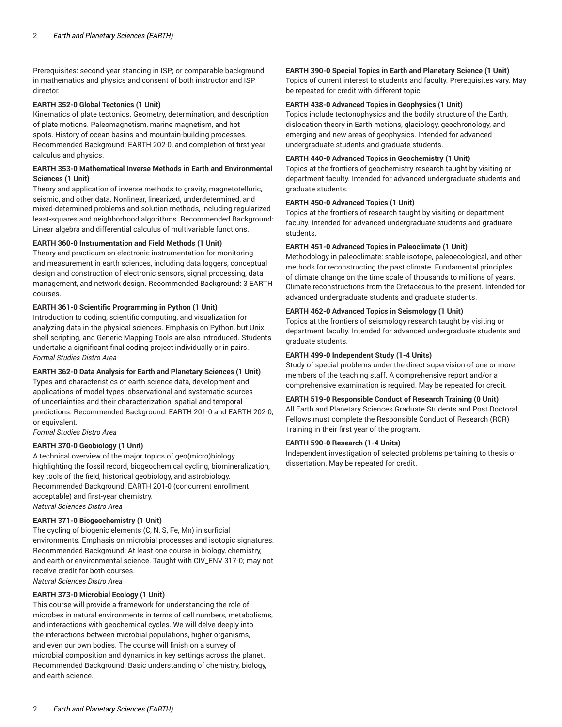Prerequisites: second-year standing in ISP; or comparable background in mathematics and physics and consent of both instructor and ISP director.

**EARTH 352-0 Global Tectonics (1 Unit)**
Kinematics of plate tectonics. Geometry, determination, and description of plate motions. Paleomagnetism, marine magnetism, and hot spots. History of ocean basins and mountain-building processes. Recommended Background: EARTH 202-0, and completion of first-year calculus and physics.

**EARTH 353-0 Mathematical Inverse Methods in Earth and Environmental Sciences (1 Unit)**
Theory and application of inverse methods to gravity, magnetotelluric, seismic, and other data. Nonlinear, linearized, underdetermined, and mixed-determined problems and solution methods, including regularized least-squares and neighborhood algorithms. Recommended Background: Linear algebra and differential calculus of multivariable functions.

**EARTH 360-0 Instrumentation and Field Methods (1 Unit)**
Theory and practicum on electronic instrumentation for monitoring and measurement in earth sciences, including data loggers, conceptual design and construction of electronic sensors, signal processing, data management, and network design. Recommended Background: 3 EARTH courses.

**EARTH 361-0 Scientific Programming in Python (1 Unit)**
Introduction to coding, scientific computing, and visualization for analyzing data in the physical sciences. Emphasis on Python, but Unix, shell scripting, and Generic Mapping Tools are also introduced. Students undertake a significant final coding project individually or in pairs.
*Formal Studies Distro Area*

**EARTH 362-0 Data Analysis for Earth and Planetary Sciences (1 Unit)**
Types and characteristics of earth science data, development and applications of model types, observational and systematic sources of uncertainties and their characterization, spatial and temporal predictions. Recommended Background: EARTH 201-0 and EARTH 202-0, or equivalent.
*Formal Studies Distro Area*

**EARTH 370-0 Geobiology (1 Unit)**
A technical overview of the major topics of geo(micro)biology highlighting the fossil record, biogeochemical cycling, biomineralization, key tools of the field, historical geobiology, and astrobiology. Recommended Background: EARTH 201-0 (concurrent enrollment acceptable) and first-year chemistry.
*Natural Sciences Distro Area*

**EARTH 371-0 Biogeochemistry (1 Unit)**
The cycling of biogenic elements (C, N, S, Fe, Mn) in surficial environments. Emphasis on microbial processes and isotopic signatures. Recommended Background: At least one course in biology, chemistry, and earth or environmental science. Taught with CIV_ENV 317-0; may not receive credit for both courses.
*Natural Sciences Distro Area*

**EARTH 373-0 Microbial Ecology (1 Unit)**
This course will provide a framework for understanding the role of microbes in natural environments in terms of cell numbers, metabolisms, and interactions with geochemical cycles. We will delve deeply into the interactions between microbial populations, higher organisms, and even our own bodies. The course will finish on a survey of microbial composition and dynamics in key settings across the planet. Recommended Background: Basic understanding of chemistry, biology, and earth science.

**EARTH 390-0 Special Topics in Earth and Planetary Science (1 Unit)**
Topics of current interest to students and faculty. Prerequisites vary. May be repeated for credit with different topic.

**EARTH 438-0 Advanced Topics in Geophysics (1 Unit)**
Topics include tectonophysics and the bodily structure of the Earth, dislocation theory in Earth motions, glaciology, geochronology, and emerging and new areas of geophysics. Intended for advanced undergraduate students and graduate students.

**EARTH 440-0 Advanced Topics in Geochemistry (1 Unit)**
Topics at the frontiers of geochemistry research taught by visiting or department faculty. Intended for advanced undergraduate students and graduate students.

**EARTH 450-0 Advanced Topics (1 Unit)**
Topics at the frontiers of research taught by visiting or department faculty. Intended for advanced undergraduate students and graduate students.

**EARTH 451-0 Advanced Topics in Paleoclimate (1 Unit)**
Methodology in paleoclimate: stable-isotope, paleoecological, and other methods for reconstructing the past climate. Fundamental principles of climate change on the time scale of thousands to millions of years. Climate reconstructions from the Cretaceous to the present. Intended for advanced undergraduate students and graduate students.

**EARTH 462-0 Advanced Topics in Seismology (1 Unit)**
Topics at the frontiers of seismology research taught by visiting or department faculty. Intended for advanced undergraduate students and graduate students.

**EARTH 499-0 Independent Study (1-4 Units)**
Study of special problems under the direct supervision of one or more members of the teaching staff. A comprehensive report and/or a comprehensive examination is required. May be repeated for credit.

**EARTH 519-0 Responsible Conduct of Research Training (0 Unit)**
All Earth and Planetary Sciences Graduate Students and Post Doctoral Fellows must complete the Responsible Conduct of Research (RCR) Training in their first year of the program.

**EARTH 590-0 Research (1-4 Units)**
Independent investigation of selected problems pertaining to thesis or dissertation. May be repeated for credit.